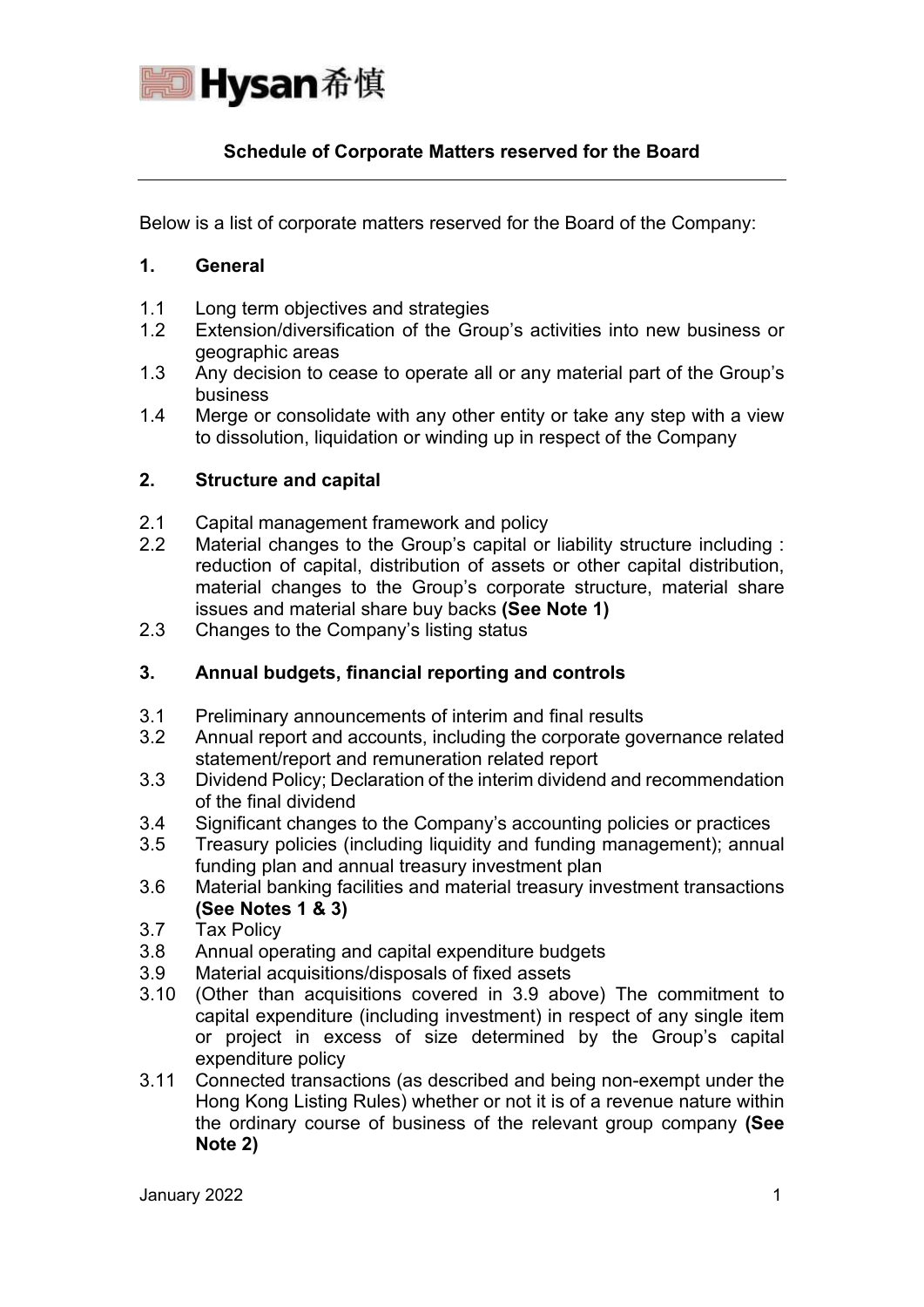Hysan 希慎

# Schedule of Corporate Matters reserved for the Board

Below is a list of corporate matters reserved for the Board of the Company:

## 1. General

1.1 Long term objectives and strategies

1.2 Extension/diversification of the Group's activities into new business or geographic areas

1.3 Any decision to cease to operate all or any material part of the Group's business

1.4 Merge or consolidate with any other entity or take any step with a view to dissolution, liquidation or winding up in respect of the Company

## 2. Structure and capital

2.1 Capital management framework and policy

2.2 Material changes to the Group's capital or liability structure including : reduction of capital, distribution of assets or other capital distribution, material changes to the Group's corporate structure, material share issues and material share buy backs **(See Note 1)**

2.3 Changes to the Company's listing status

## 3. Annual budgets, financial reporting and controls

3.1 Preliminary announcements of interim and final results

3.2 Annual report and accounts, including the corporate governance related statement/report and remuneration related report

3.3 Dividend Policy; Declaration of the interim dividend and recommendation of the final dividend

3.4 Significant changes to the Company's accounting policies or practices

3.5 Treasury policies (including liquidity and funding management); annual funding plan and annual treasury investment plan

3.6 Material banking facilities and material treasury investment transactions **(See Notes 1 & 3)**

3.7 Tax Policy

3.8 Annual operating and capital expenditure budgets

3.9 Material acquisitions/disposals of fixed assets

3.10 (Other than acquisitions covered in 3.9 above) The commitment to capital expenditure (including investment) in respect of any single item or project in excess of size determined by the Group's capital expenditure policy

3.11 Connected transactions (as described and being non-exempt under the Hong Kong Listing Rules) whether or not it is of a revenue nature within the ordinary course of business of the relevant group company **(See Note 2)**

January 2022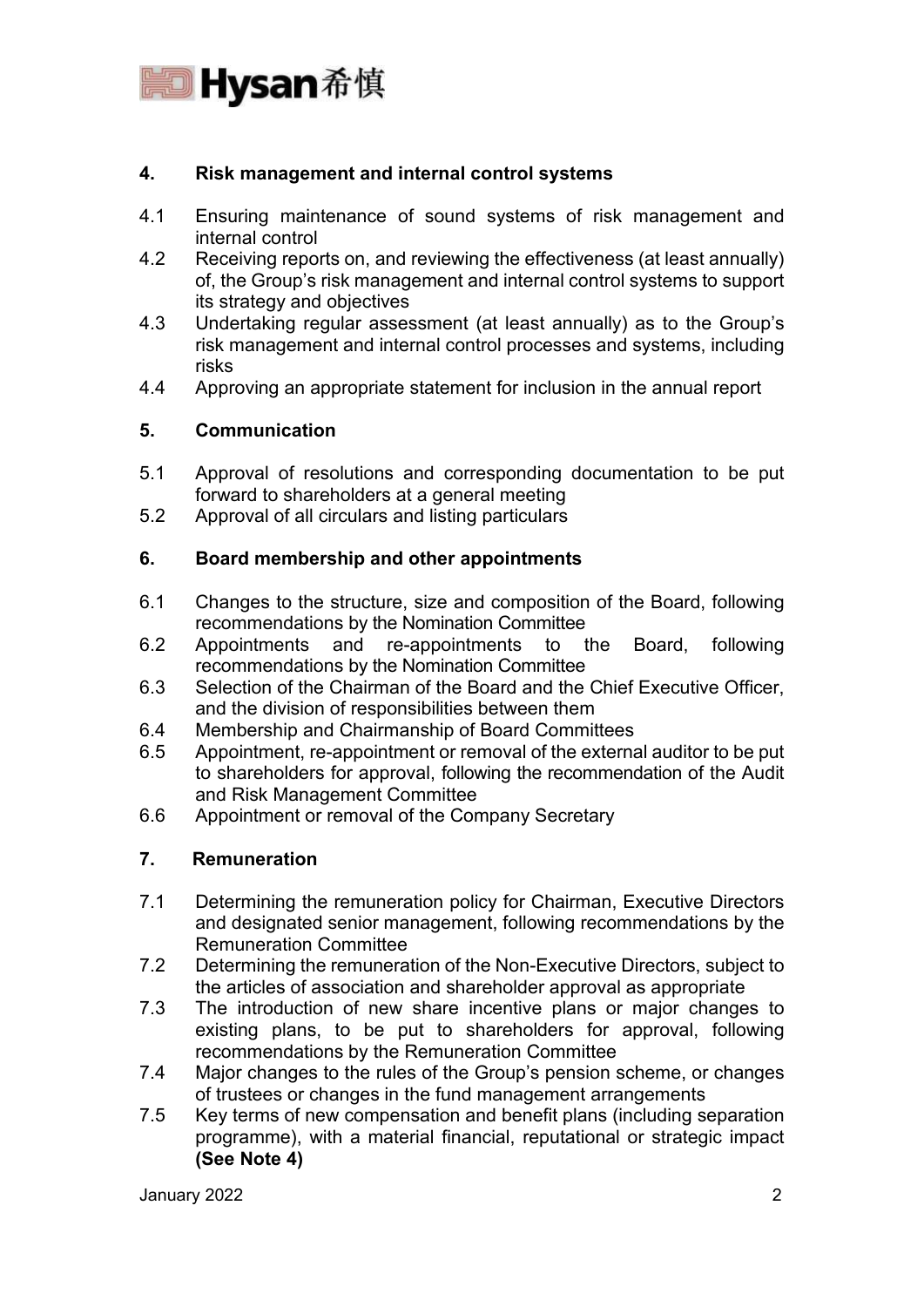## 4. Risk management and internal control systems

4.1 Ensuring maintenance of sound systems of risk management and internal control

4.2 Receiving reports on, and reviewing the effectiveness (at least annually) of, the Group's risk management and internal control systems to support its strategy and objectives

4.3 Undertaking regular assessment (at least annually) as to the Group's risk management and internal control processes and systems, including risks

4.4 Approving an appropriate statement for inclusion in the annual report

## 5. Communication

5.1 Approval of resolutions and corresponding documentation to be put forward to shareholders at a general meeting

5.2 Approval of all circulars and listing particulars

## 6. Board membership and other appointments

6.1 Changes to the structure, size and composition of the Board, following recommendations by the Nomination Committee

6.2 Appointments and re-appointments to the Board, following recommendations by the Nomination Committee

6.3 Selection of the Chairman of the Board and the Chief Executive Officer, and the division of responsibilities between them

6.4 Membership and Chairmanship of Board Committees

6.5 Appointment, re-appointment or removal of the external auditor to be put to shareholders for approval, following the recommendation of the Audit and Risk Management Committee

6.6 Appointment or removal of the Company Secretary

## 7. Remuneration

7.1 Determining the remuneration policy for Chairman, Executive Directors and designated senior management, following recommendations by the Remuneration Committee

7.2 Determining the remuneration of the Non-Executive Directors, subject to the articles of association and shareholder approval as appropriate

7.3 The introduction of new share incentive plans or major changes to existing plans, to be put to shareholders for approval, following recommendations by the Remuneration Committee

7.4 Major changes to the rules of the Group's pension scheme, or changes of trustees or changes in the fund management arrangements

7.5 Key terms of new compensation and benefit plans (including separation programme), with a material financial, reputational or strategic impact **(See Note 4)**

January 2022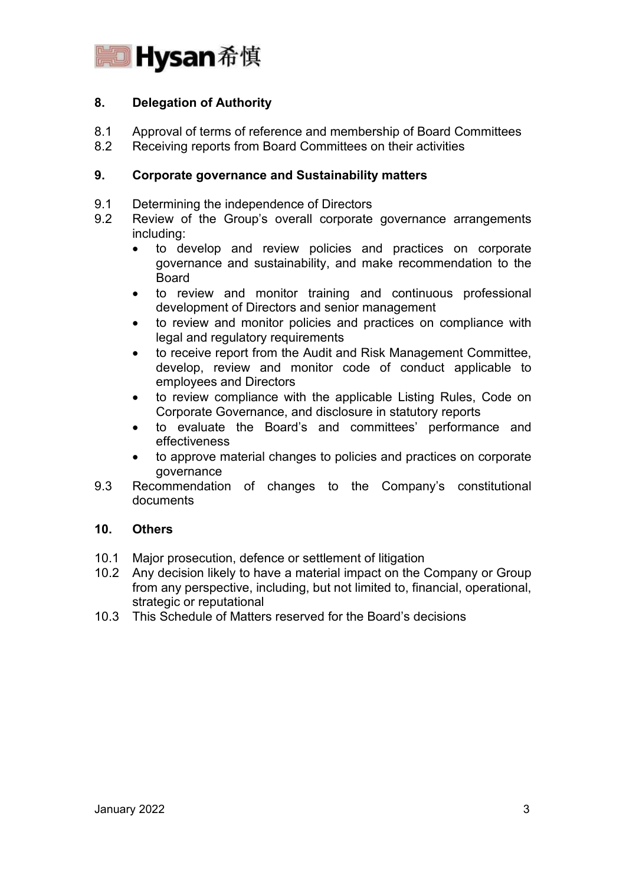## 8. Delegation of Authority

8.1 Approval of terms of reference and membership of Board Committees
8.2 Receiving reports from Board Committees on their activities

## 9. Corporate governance and Sustainability matters

9.1 Determining the independence of Directors
9.2 Review of the Group's overall corporate governance arrangements including:
- to develop and review policies and practices on corporate governance and sustainability, and make recommendation to the Board
- to review and monitor training and continuous professional development of Directors and senior management
- to review and monitor policies and practices on compliance with legal and regulatory requirements
- to receive report from the Audit and Risk Management Committee, develop, review and monitor code of conduct applicable to employees and Directors
- to review compliance with the applicable Listing Rules, Code on Corporate Governance, and disclosure in statutory reports
- to evaluate the Board's and committees' performance and effectiveness
- to approve material changes to policies and practices on corporate governance

9.3 Recommendation of changes to the Company's constitutional documents

## 10. Others

10.1 Major prosecution, defence or settlement of litigation
10.2 Any decision likely to have a material impact on the Company or Group from any perspective, including, but not limited to, financial, operational, strategic or reputational
10.3 This Schedule of Matters reserved for the Board's decisions

January 2022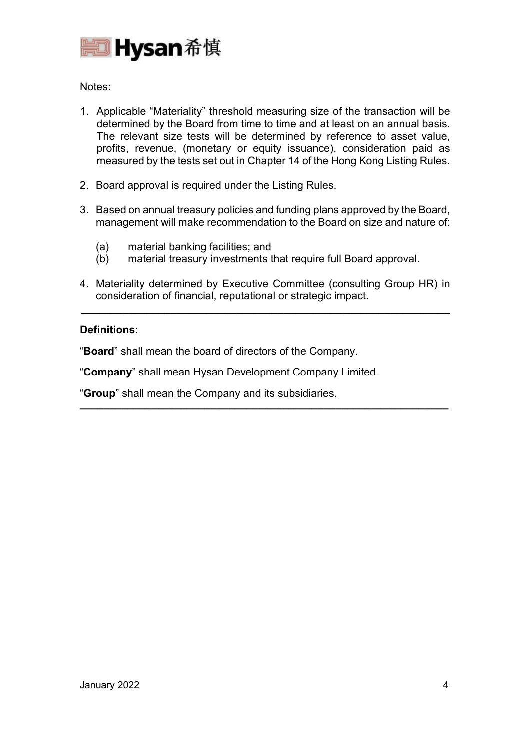Notes:

1. Applicable "Materiality" threshold measuring size of the transaction will be determined by the Board from time to time and at least on an annual basis. The relevant size tests will be determined by reference to asset value, profits, revenue, (monetary or equity issuance), consideration paid as measured by the tests set out in Chapter 14 of the Hong Kong Listing Rules.

2. Board approval is required under the Listing Rules.

3. Based on annual treasury policies and funding plans approved by the Board, management will make recommendation to the Board on size and nature of:

   (a) material banking facilities; and
   (b) material treasury investments that require full Board approval.

4. Materiality determined by Executive Committee (consulting Group HR) in consideration of financial, reputational or strategic impact.

---

**Definitions**:

"**Board**" shall mean the board of directors of the Company.

"**Company**" shall mean Hysan Development Company Limited.

"**Group**" shall mean the Company and its subsidiaries.

---

January 2022